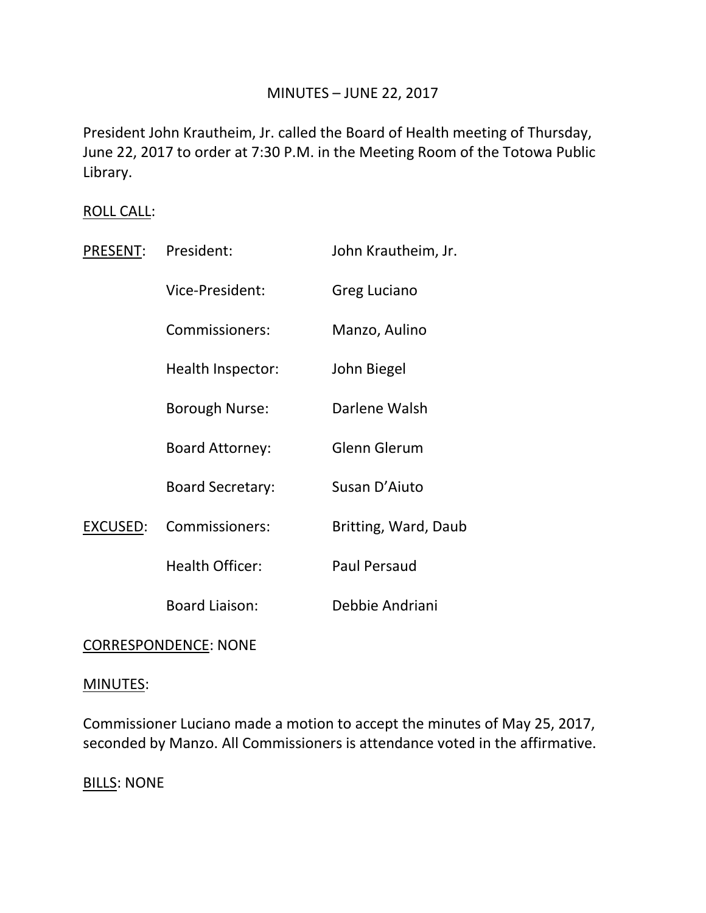# MINUTES – JUNE 22, 2017

President John Krautheim, Jr. called the Board of Health meeting of Thursday, June 22, 2017 to order at 7:30 P.M. in the Meeting Room of the Totowa Public Library.

<u>ROLL CALL</u>:

| | | |
|---|---|---|
| <u>PRESENT</u>: | President: | John Krautheim, Jr. |
| | Vice-President: | Greg Luciano |
| | Commissioners: | Manzo, Aulino |
| | Health Inspector: | John Biegel |
| | Borough Nurse: | Darlene Walsh |
| | Board Attorney: | Glenn Glerum |
| | Board Secretary: | Susan D'Aiuto |
| <u>EXCUSED</u>: | Commissioners: | Britting, Ward, Daub |
| | Health Officer: | Paul Persaud |
| | Board Liaison: | Debbie Andriani |

<u>CORRESPONDENCE</u>: NONE

<u>MINUTES</u>:

Commissioner Luciano made a motion to accept the minutes of May 25, 2017, seconded by Manzo. All Commissioners is attendance voted in the affirmative.

<u>BILLS</u>: NONE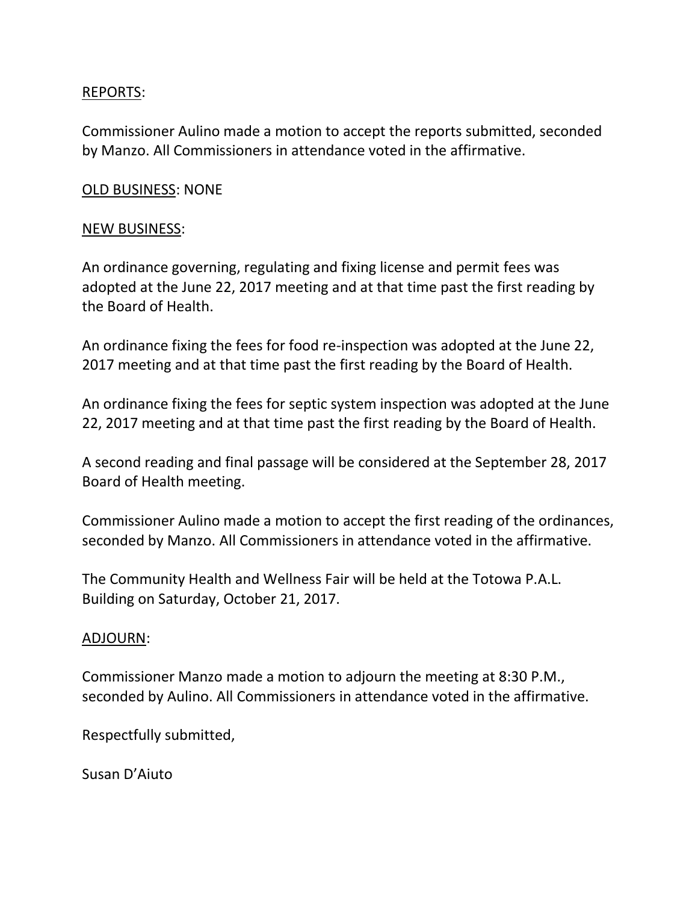<u>REPORTS</u>:

Commissioner Aulino made a motion to accept the reports submitted, seconded by Manzo. All Commissioners in attendance voted in the affirmative.

<u>OLD BUSINESS</u>: NONE

<u>NEW BUSINESS</u>:

An ordinance governing, regulating and fixing license and permit fees was adopted at the June 22, 2017 meeting and at that time past the first reading by the Board of Health.

An ordinance fixing the fees for food re-inspection was adopted at the June 22, 2017 meeting and at that time past the first reading by the Board of Health.

An ordinance fixing the fees for septic system inspection was adopted at the June 22, 2017 meeting and at that time past the first reading by the Board of Health.

A second reading and final passage will be considered at the September 28, 2017 Board of Health meeting.

Commissioner Aulino made a motion to accept the first reading of the ordinances, seconded by Manzo. All Commissioners in attendance voted in the affirmative.

The Community Health and Wellness Fair will be held at the Totowa P.A.L. Building on Saturday, October 21, 2017.

<u>ADJOURN</u>:

Commissioner Manzo made a motion to adjourn the meeting at 8:30 P.M., seconded by Aulino. All Commissioners in attendance voted in the affirmative.

Respectfully submitted,

Susan D'Aiuto